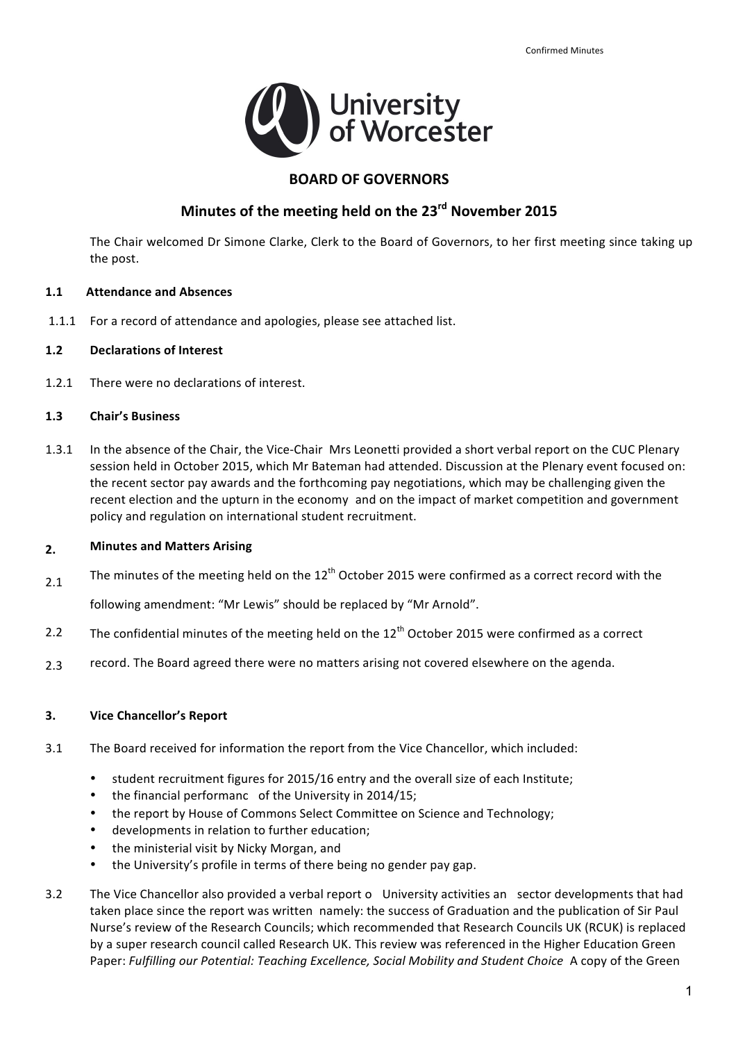Confirmed Minutes

# BOARD OF GOVERNORS

## Minutes of the meeting held on the 23rd November 2015

The Chair welcomed Dr Simone Clarke, Clerk to the Board of Governors, to her first meeting since taking up the post.

### 1.1 Attendance and Absences

1.1.1 For a record of attendance and apologies, please see attached list.

### 1.2 Declarations of Interest

1.2.1 There were no declarations of interest.

### 1.3 Chair's Business

1.3.1 In the absence of the Chair, the Vice-Chair Mrs Leonetti provided a short verbal report on the CUC Plenary session held in October 2015, which Mr Bateman had attended. Discussion at the Plenary event focused on: the recent sector pay awards and the forthcoming pay negotiations, which may be challenging given the recent election and the upturn in the economy and on the impact of market competition and government policy and regulation on international student recruitment.

### 2. Minutes and Matters Arising

2.1 The minutes of the meeting held on the 12th October 2015 were confirmed as a correct record with the following amendment: "Mr Lewis" should be replaced by "Mr Arnold".

2.2 The confidential minutes of the meeting held on the 12th October 2015 were confirmed as a correct

2.3 record. The Board agreed there were no matters arising not covered elsewhere on the agenda.

### 3. Vice Chancellor's Report

3.1 The Board received for information the report from the Vice Chancellor, which included:

- student recruitment figures for 2015/16 entry and the overall size of each Institute;
- the financial performanc of the University in 2014/15;
- the report by House of Commons Select Committee on Science and Technology;
- developments in relation to further education;
- the ministerial visit by Nicky Morgan, and
- the University's profile in terms of there being no gender pay gap.

3.2 The Vice Chancellor also provided a verbal report o University activities an sector developments that had taken place since the report was written namely: the success of Graduation and the publication of Sir Paul Nurse's review of the Research Councils; which recommended that Research Councils UK (RCUK) is replaced by a super research council called Research UK. This review was referenced in the Higher Education Green Paper: *Fulfilling our Potential: Teaching Excellence, Social Mobility and Student Choice* A copy of the Green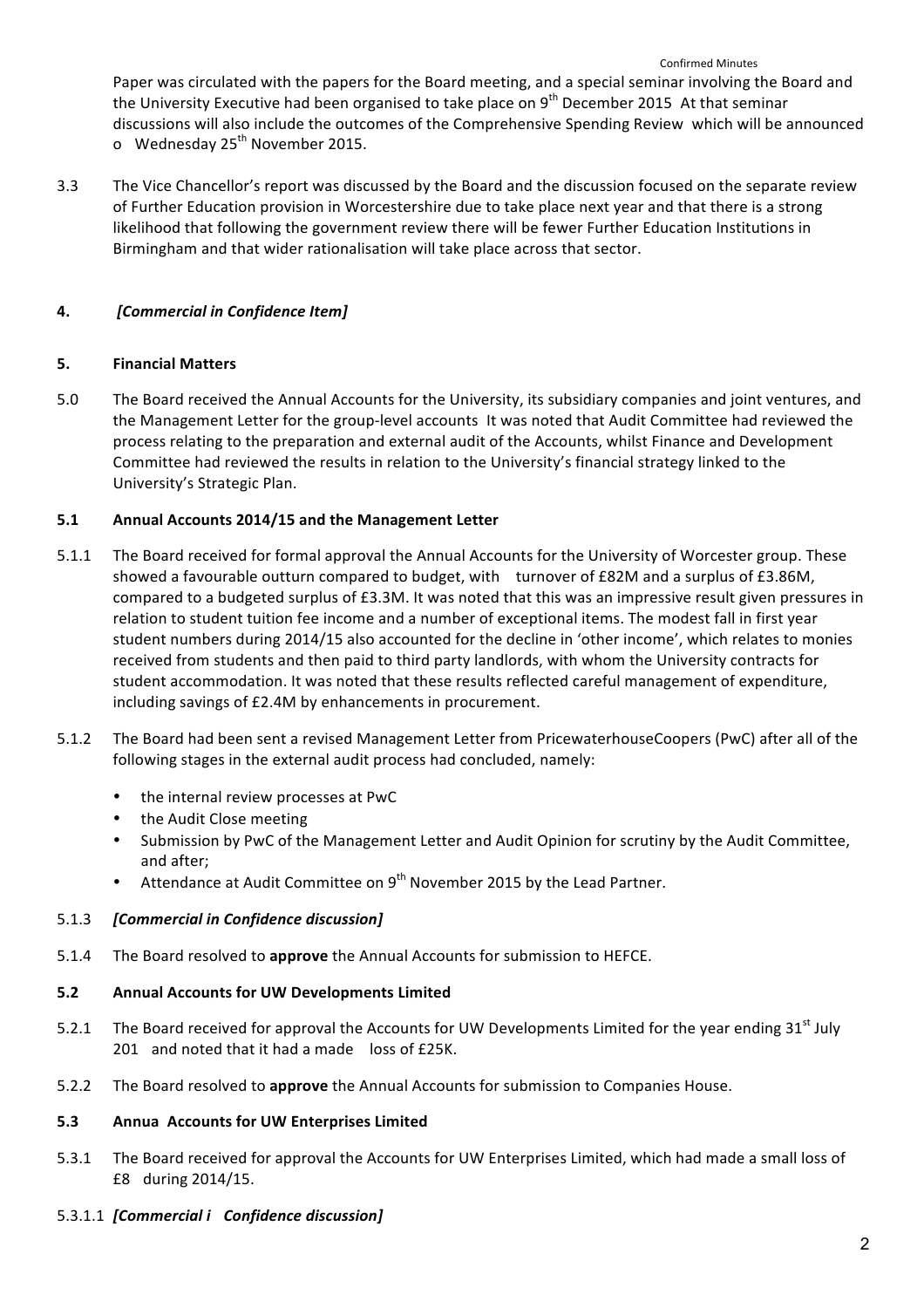Paper was circulated with the papers for the Board meeting, and a special seminar involving the Board and the University Executive had been organised to take place on 9th December 2015 At that seminar discussions will also include the outcomes of the Comprehensive Spending Review which will be announced o Wednesday 25th November 2015.

3.3 The Vice Chancellor's report was discussed by the Board and the discussion focused on the separate review of Further Education provision in Worcestershire due to take place next year and that there is a strong likelihood that following the government review there will be fewer Further Education Institutions in Birmingham and that wider rationalisation will take place across that sector.

## 4. *[Commercial in Confidence Item]*

## 5. Financial Matters

5.0 The Board received the Annual Accounts for the University, its subsidiary companies and joint ventures, and the Management Letter for the group-level accounts It was noted that Audit Committee had reviewed the process relating to the preparation and external audit of the Accounts, whilst Finance and Development Committee had reviewed the results in relation to the University's financial strategy linked to the University's Strategic Plan.

### 5.1 Annual Accounts 2014/15 and the Management Letter

5.1.1 The Board received for formal approval the Annual Accounts for the University of Worcester group. These showed a favourable outturn compared to budget, with turnover of £82M and a surplus of £3.86M, compared to a budgeted surplus of £3.3M. It was noted that this was an impressive result given pressures in relation to student tuition fee income and a number of exceptional items. The modest fall in first year student numbers during 2014/15 also accounted for the decline in 'other income', which relates to monies received from students and then paid to third party landlords, with whom the University contracts for student accommodation. It was noted that these results reflected careful management of expenditure, including savings of £2.4M by enhancements in procurement.

5.1.2 The Board had been sent a revised Management Letter from PricewaterhouseCoopers (PwC) after all of the following stages in the external audit process had concluded, namely:

- the internal review processes at PwC
- the Audit Close meeting
- Submission by PwC of the Management Letter and Audit Opinion for scrutiny by the Audit Committee, and after;
- Attendance at Audit Committee on 9th November 2015 by the Lead Partner.

5.1.3 ***[Commercial in Confidence discussion]***

5.1.4 The Board resolved to **approve** the Annual Accounts for submission to HEFCE.

### 5.2 Annual Accounts for UW Developments Limited

5.2.1 The Board received for approval the Accounts for UW Developments Limited for the year ending 31st July 201 and noted that it had a made loss of £25K.

5.2.2 The Board resolved to **approve** the Annual Accounts for submission to Companies House.

### 5.3 Annua Accounts for UW Enterprises Limited

5.3.1 The Board received for approval the Accounts for UW Enterprises Limited, which had made a small loss of £8 during 2014/15.

5.3.1.1 ***[Commercial i Confidence discussion]***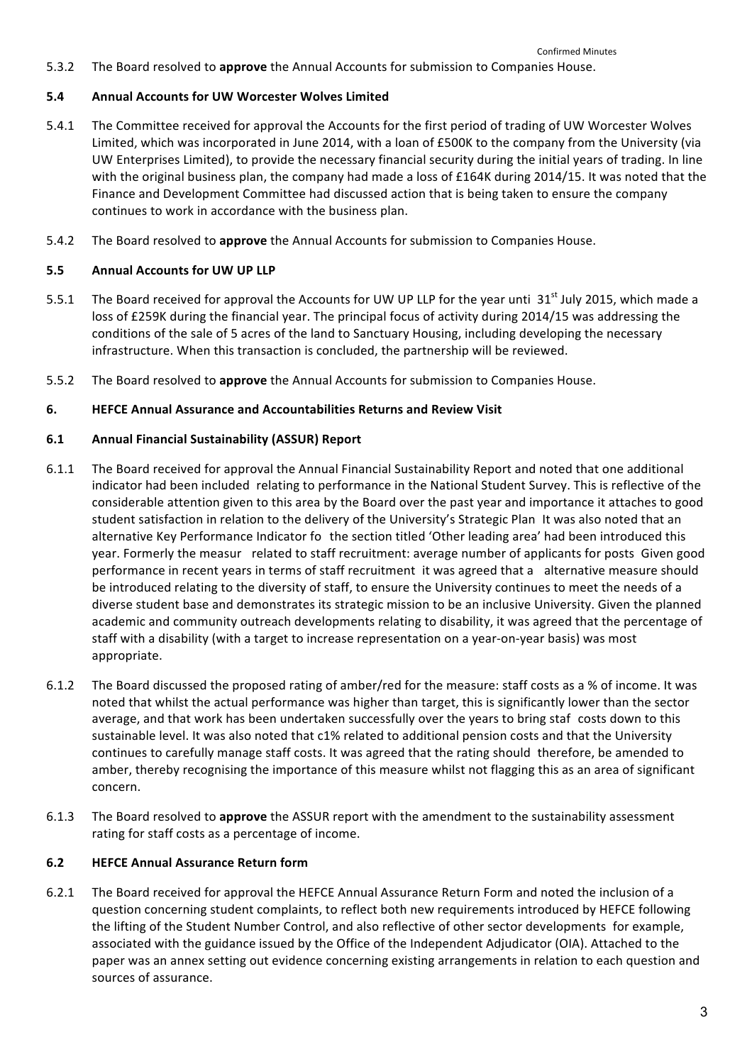5.3.2 The Board resolved to **approve** the Annual Accounts for submission to Companies House.

**5.4 Annual Accounts for UW Worcester Wolves Limited**

5.4.1 The Committee received for approval the Accounts for the first period of trading of UW Worcester Wolves Limited, which was incorporated in June 2014, with a loan of £500K to the company from the University (via UW Enterprises Limited), to provide the necessary financial security during the initial years of trading. In line with the original business plan, the company had made a loss of £164K during 2014/15. It was noted that the Finance and Development Committee had discussed action that is being taken to ensure the company continues to work in accordance with the business plan.

5.4.2 The Board resolved to **approve** the Annual Accounts for submission to Companies House.

**5.5 Annual Accounts for UW UP LLP**

5.5.1 The Board received for approval the Accounts for UW UP LLP for the year unti 31st July 2015, which made a loss of £259K during the financial year. The principal focus of activity during 2014/15 was addressing the conditions of the sale of 5 acres of the land to Sanctuary Housing, including developing the necessary infrastructure. When this transaction is concluded, the partnership will be reviewed.

5.5.2 The Board resolved to **approve** the Annual Accounts for submission to Companies House.

**6. HEFCE Annual Assurance and Accountabilities Returns and Review Visit**

**6.1 Annual Financial Sustainability (ASSUR) Report**

6.1.1 The Board received for approval the Annual Financial Sustainability Report and noted that one additional indicator had been included relating to performance in the National Student Survey. This is reflective of the considerable attention given to this area by the Board over the past year and importance it attaches to good student satisfaction in relation to the delivery of the University's Strategic Plan It was also noted that an alternative Key Performance Indicator fo the section titled 'Other leading area' had been introduced this year. Formerly the measur related to staff recruitment: average number of applicants for posts Given good performance in recent years in terms of staff recruitment it was agreed that a alternative measure should be introduced relating to the diversity of staff, to ensure the University continues to meet the needs of a diverse student base and demonstrates its strategic mission to be an inclusive University. Given the planned academic and community outreach developments relating to disability, it was agreed that the percentage of staff with a disability (with a target to increase representation on a year-on-year basis) was most appropriate.

6.1.2 The Board discussed the proposed rating of amber/red for the measure: staff costs as a % of income. It was noted that whilst the actual performance was higher than target, this is significantly lower than the sector average, and that work has been undertaken successfully over the years to bring staf costs down to this sustainable level. It was also noted that c1% related to additional pension costs and that the University continues to carefully manage staff costs. It was agreed that the rating should therefore, be amended to amber, thereby recognising the importance of this measure whilst not flagging this as an area of significant concern.

6.1.3 The Board resolved to **approve** the ASSUR report with the amendment to the sustainability assessment rating for staff costs as a percentage of income.

**6.2 HEFCE Annual Assurance Return form**

6.2.1 The Board received for approval the HEFCE Annual Assurance Return Form and noted the inclusion of a question concerning student complaints, to reflect both new requirements introduced by HEFCE following the lifting of the Student Number Control, and also reflective of other sector developments for example, associated with the guidance issued by the Office of the Independent Adjudicator (OIA). Attached to the paper was an annex setting out evidence concerning existing arrangements in relation to each question and sources of assurance.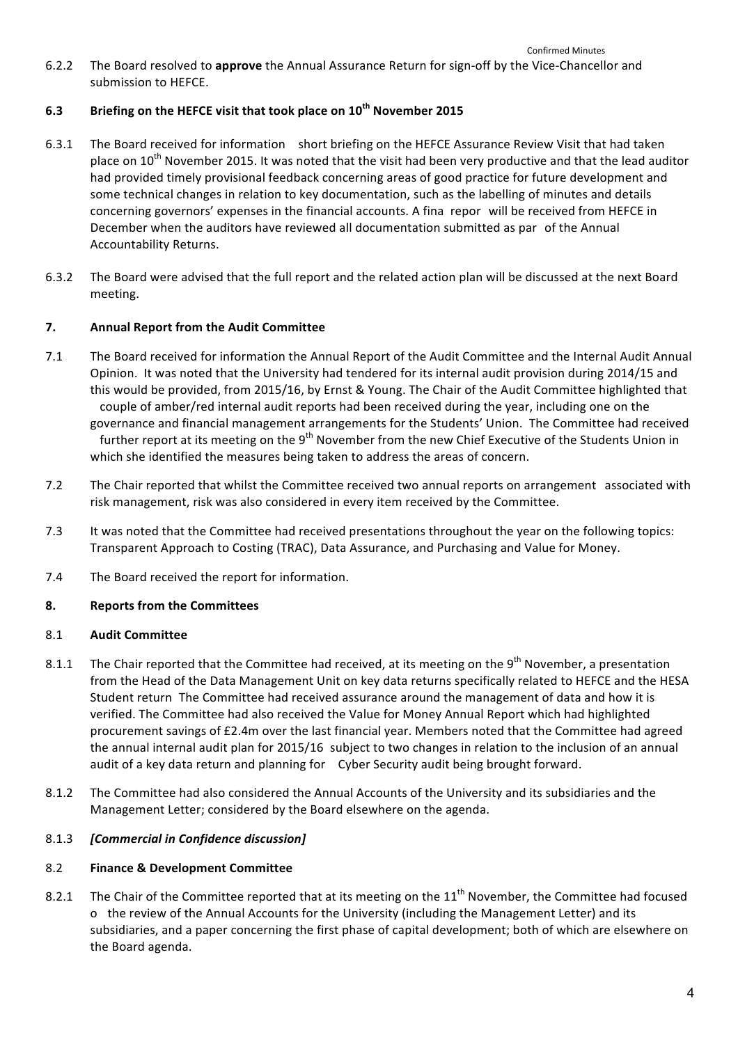6.2.2 The Board resolved to **approve** the Annual Assurance Return for sign-off by the Vice-Chancellor and submission to HEFCE.

## 6.3 Briefing on the HEFCE visit that took place on 10th November 2015

6.3.1 The Board received for information short briefing on the HEFCE Assurance Review Visit that had taken place on 10th November 2015. It was noted that the visit had been very productive and that the lead auditor had provided timely provisional feedback concerning areas of good practice for future development and some technical changes in relation to key documentation, such as the labelling of minutes and details concerning governors' expenses in the financial accounts. A fina repor will be received from HEFCE in December when the auditors have reviewed all documentation submitted as par of the Annual Accountability Returns.

6.3.2 The Board were advised that the full report and the related action plan will be discussed at the next Board meeting.

## 7. Annual Report from the Audit Committee

7.1 The Board received for information the Annual Report of the Audit Committee and the Internal Audit Annual Opinion. It was noted that the University had tendered for its internal audit provision during 2014/15 and this would be provided, from 2015/16, by Ernst & Young. The Chair of the Audit Committee highlighted that couple of amber/red internal audit reports had been received during the year, including one on the governance and financial management arrangements for the Students' Union. The Committee had received further report at its meeting on the 9th November from the new Chief Executive of the Students Union in which she identified the measures being taken to address the areas of concern.

7.2 The Chair reported that whilst the Committee received two annual reports on arrangement associated with risk management, risk was also considered in every item received by the Committee.

7.3 It was noted that the Committee had received presentations throughout the year on the following topics: Transparent Approach to Costing (TRAC), Data Assurance, and Purchasing and Value for Money.

7.4 The Board received the report for information.

## 8. Reports from the Committees

### 8.1 Audit Committee

8.1.1 The Chair reported that the Committee had received, at its meeting on the 9th November, a presentation from the Head of the Data Management Unit on key data returns specifically related to HEFCE and the HESA Student return The Committee had received assurance around the management of data and how it is verified. The Committee had also received the Value for Money Annual Report which had highlighted procurement savings of £2.4m over the last financial year. Members noted that the Committee had agreed the annual internal audit plan for 2015/16 subject to two changes in relation to the inclusion of an annual audit of a key data return and planning for Cyber Security audit being brought forward.

8.1.2 The Committee had also considered the Annual Accounts of the University and its subsidiaries and the Management Letter; considered by the Board elsewhere on the agenda.

8.1.3 ***[Commercial in Confidence discussion]***

### 8.2 Finance & Development Committee

8.2.1 The Chair of the Committee reported that at its meeting on the 11th November, the Committee had focused o the review of the Annual Accounts for the University (including the Management Letter) and its subsidiaries, and a paper concerning the first phase of capital development; both of which are elsewhere on the Board agenda.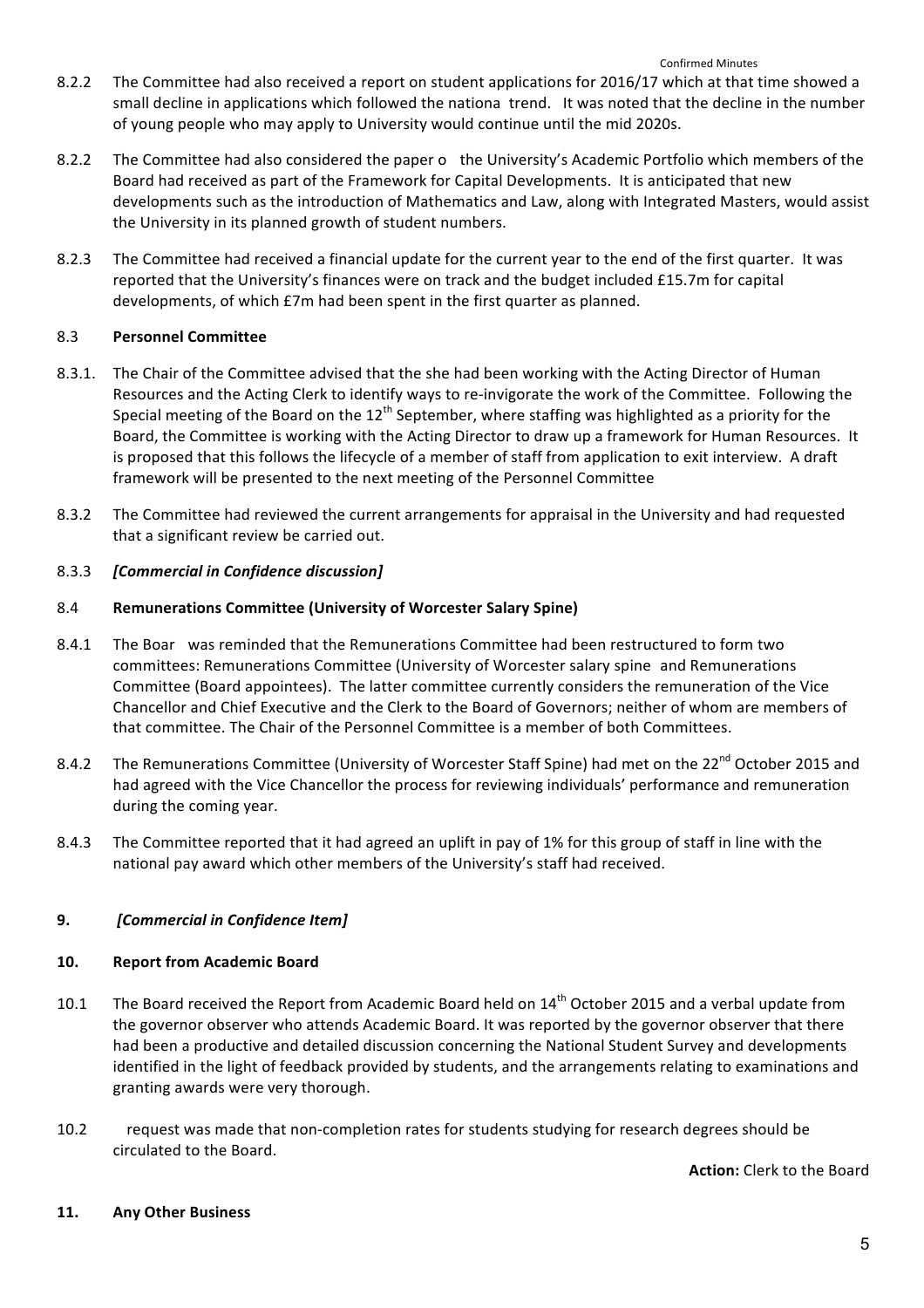8.2.2 The Committee had also received a report on student applications for 2016/17 which at that time showed a small decline in applications which followed the nationa trend. It was noted that the decline in the number of young people who may apply to University would continue until the mid 2020s.

8.2.2 The Committee had also considered the paper o the University's Academic Portfolio which members of the Board had received as part of the Framework for Capital Developments. It is anticipated that new developments such as the introduction of Mathematics and Law, along with Integrated Masters, would assist the University in its planned growth of student numbers.

8.2.3 The Committee had received a financial update for the current year to the end of the first quarter. It was reported that the University's finances were on track and the budget included £15.7m for capital developments, of which £7m had been spent in the first quarter as planned.

### 8.3 Personnel Committee

8.3.1. The Chair of the Committee advised that the she had been working with the Acting Director of Human Resources and the Acting Clerk to identify ways to re-invigorate the work of the Committee. Following the Special meeting of the Board on the 12th September, where staffing was highlighted as a priority for the Board, the Committee is working with the Acting Director to draw up a framework for Human Resources. It is proposed that this follows the lifecycle of a member of staff from application to exit interview. A draft framework will be presented to the next meeting of the Personnel Committee

8.3.2 The Committee had reviewed the current arrangements for appraisal in the University and had requested that a significant review be carried out.

8.3.3 ***[Commercial in Confidence discussion]***

### 8.4 Remunerations Committee (University of Worcester Salary Spine)

8.4.1 The Boar was reminded that the Remunerations Committee had been restructured to form two committees: Remunerations Committee (University of Worcester salary spine and Remunerations Committee (Board appointees). The latter committee currently considers the remuneration of the Vice Chancellor and Chief Executive and the Clerk to the Board of Governors; neither of whom are members of that committee. The Chair of the Personnel Committee is a member of both Committees.

8.4.2 The Remunerations Committee (University of Worcester Staff Spine) had met on the 22nd October 2015 and had agreed with the Vice Chancellor the process for reviewing individuals' performance and remuneration during the coming year.

8.4.3 The Committee reported that it had agreed an uplift in pay of 1% for this group of staff in line with the national pay award which other members of the University's staff had received.

## 9. *[Commercial in Confidence Item]*

## 10. Report from Academic Board

10.1 The Board received the Report from Academic Board held on 14th October 2015 and a verbal update from the governor observer who attends Academic Board. It was reported by the governor observer that there had been a productive and detailed discussion concerning the National Student Survey and developments identified in the light of feedback provided by students, and the arrangements relating to examinations and granting awards were very thorough.

10.2 request was made that non-completion rates for students studying for research degrees should be circulated to the Board.

**Action:** Clerk to the Board

## 11. Any Other Business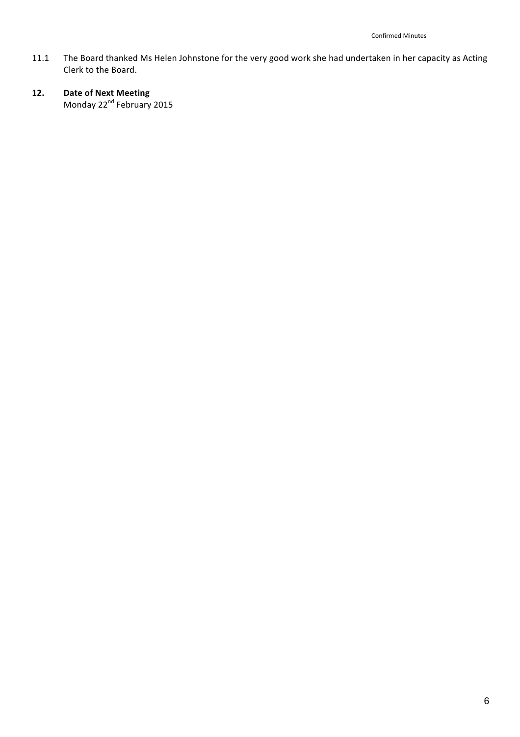11.1 The Board thanked Ms Helen Johnstone for the very good work she had undertaken in her capacity as Acting Clerk to the Board.

**12. Date of Next Meeting**

Monday 22nd February 2015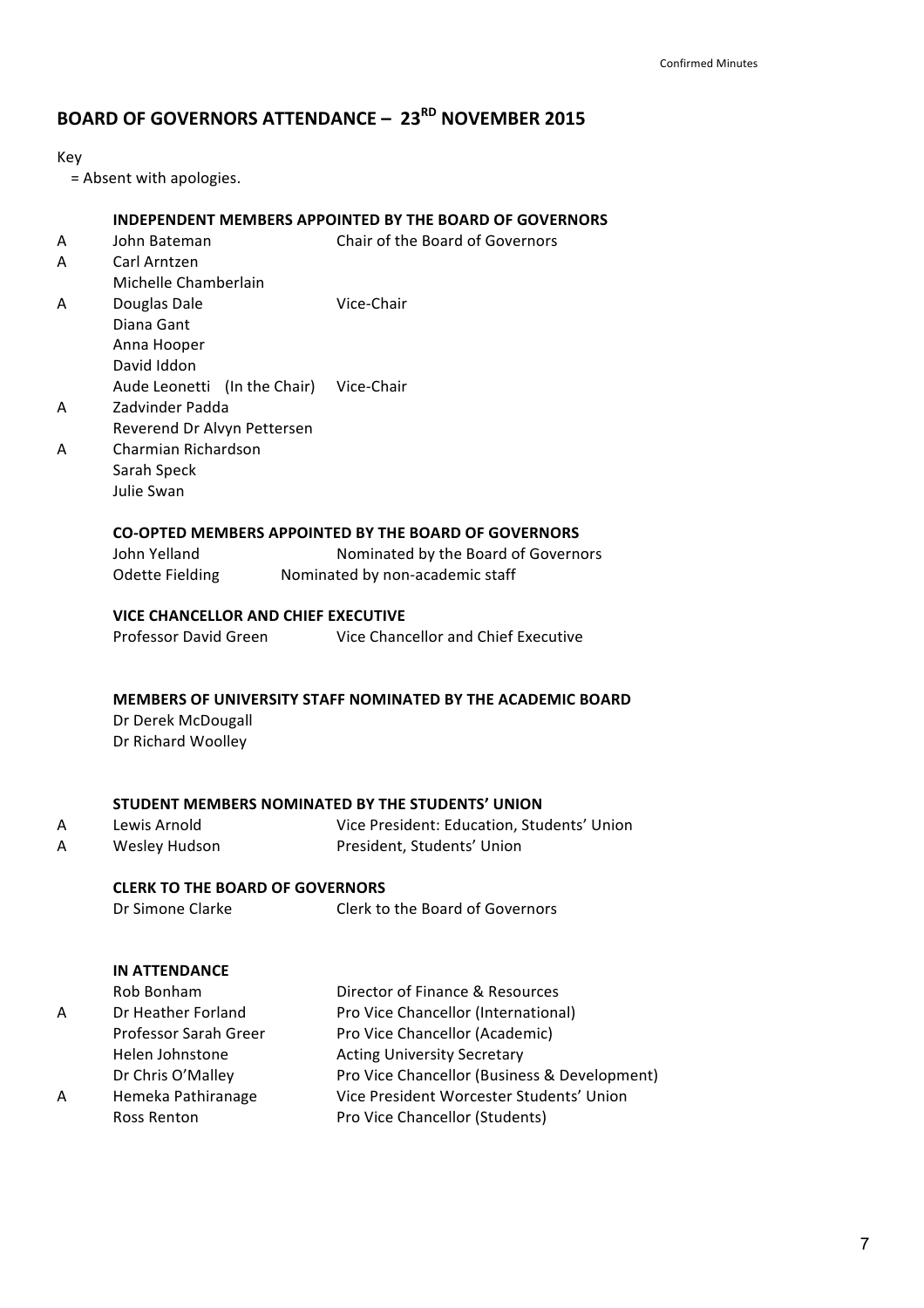## BOARD OF GOVERNORS ATTENDANCE – 23[RD] NOVEMBER 2015

Key

= Absent with apologies.

### INDEPENDENT MEMBERS APPOINTED BY THE BOARD OF GOVERNORS

| | | |
|---|---|---|
| A | John Bateman | Chair of the Board of Governors |
| A | Carl Arntzen | |
| | Michelle Chamberlain | |
| A | Douglas Dale | Vice-Chair |
| | Diana Gant | |
| | Anna Hooper | |
| | David Iddon | |
| | Aude Leonetti (In the Chair) | Vice-Chair |
| A | Zadvinder Padda | |
| | Reverend Dr Alvyn Pettersen | |
| A | Charmian Richardson | |
| | Sarah Speck | |
| | Julie Swan | |

### CO-OPTED MEMBERS APPOINTED BY THE BOARD OF GOVERNORS

| | |
|---|---|
| John Yelland | Nominated by the Board of Governors |
| Odette Fielding | Nominated by non-academic staff |

### VICE CHANCELLOR AND CHIEF EXECUTIVE

| | |
|---|---|
| Professor David Green | Vice Chancellor and Chief Executive |

### MEMBERS OF UNIVERSITY STAFF NOMINATED BY THE ACADEMIC BOARD

Dr Derek McDougall
Dr Richard Woolley

### STUDENT MEMBERS NOMINATED BY THE STUDENTS' UNION

| | | |
|---|---|---|
| A | Lewis Arnold | Vice President: Education, Students' Union |
| A | Wesley Hudson | President, Students' Union |

### CLERK TO THE BOARD OF GOVERNORS

| | |
|---|---|
| Dr Simone Clarke | Clerk to the Board of Governors |

### IN ATTENDANCE

| | | |
|---|---|---|
| | Rob Bonham | Director of Finance & Resources |
| A | Dr Heather Forland | Pro Vice Chancellor (International) |
| | Professor Sarah Greer | Pro Vice Chancellor (Academic) |
| | Helen Johnstone | Acting University Secretary |
| | Dr Chris O'Malley | Pro Vice Chancellor (Business & Development) |
| A | Hemeka Pathiranage | Vice President Worcester Students' Union |
| | Ross Renton | Pro Vice Chancellor (Students) |